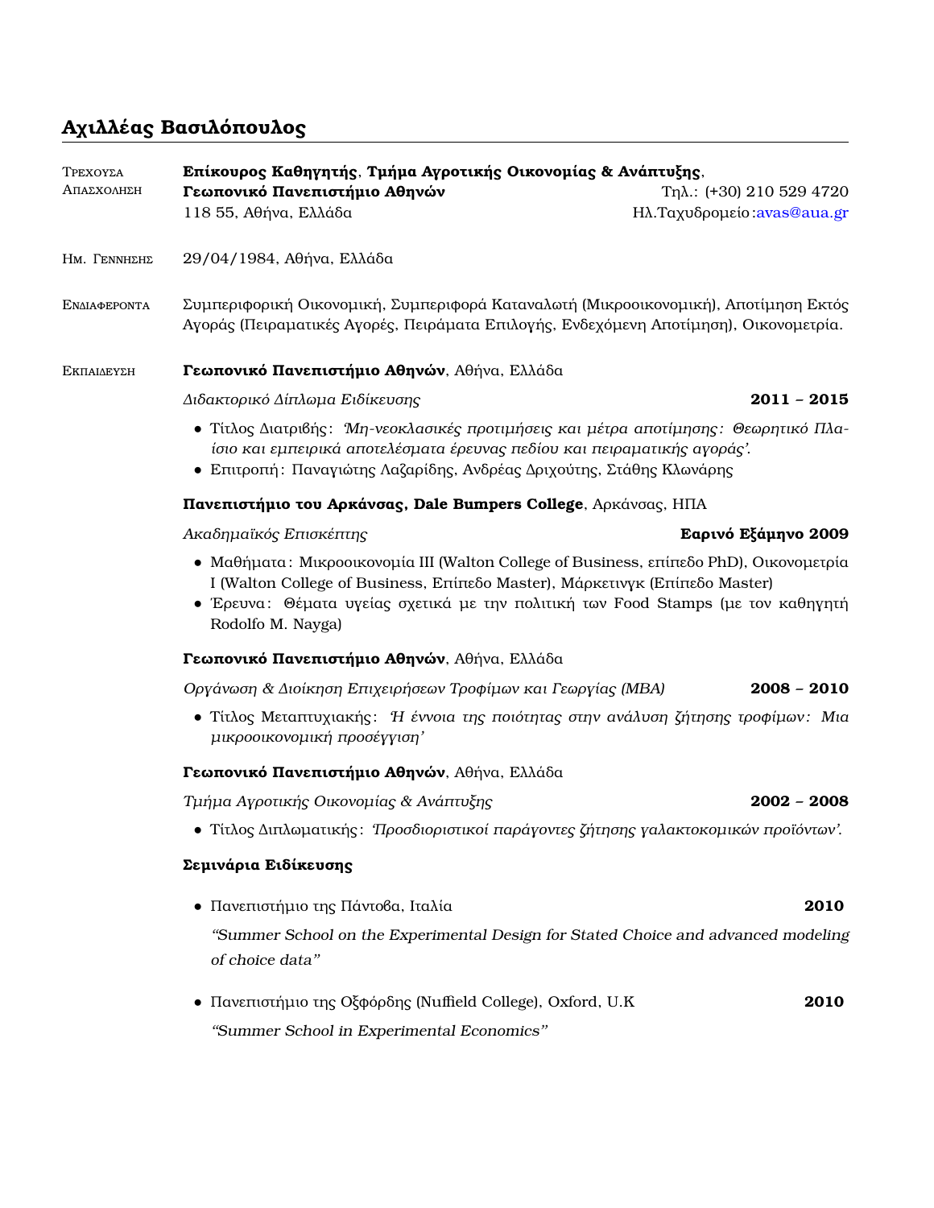# Αχιλλέας Βασιλόπουλος

**Τρέχουσα Απασχόληση**

**Επίκουρος Καθηγητής**, **Τμήμα Αγροτικής Οικονομίας & Ανάπτυξης**,
**Γεωπονικό Πανεπιστήμιο Αθηνών**
118 55, Αθήνα, Ελλάδα

Τηλ.: (+30) 210 529 4720
Ηλ.Ταχυδρομείο: avas@aua.gr

**Ημ. Γεννησης**

29/04/1984, Αθήνα, Ελλάδα

**Ενδιαφεροντα**

Συμπεριφορική Οικονομική, Συμπεριφορά Καταναλωτή (Μικροοικονομική), Αποτίμηση Εκτός Αγοράς (Πειραματικές Αγορές, Πειράματα Επιλογής, Ενδεχόμενη Αποτίμηση), Οικονομετρία.

**Εκπαιδευση**

**Γεωπονικό Πανεπιστήμιο Αθηνών**, Αθήνα, Ελλάδα

*Διδακτορικό Δίπλωμα Ειδίκευσης* — **2011 – 2015**

- Τίτλος Διατριβής: *'Μη-νεοκλασικές προτιμήσεις και μέτρα αποτίμησης: Θεωρητικό Πλαίσιο και εμπειρικά αποτελέσματα έρευνας πεδίου και πειραματικής αγοράς'.*
- Επιτροπή: Παναγιώτης Λαζαρίδης, Ανδρέας Δριχούτης, Στάθης Κλωνάρης

**Πανεπιστήμιο του Αρκάνσας, Dale Bumpers College**, Αρκάνσας, ΗΠΑ

*Ακαδημαϊκός Επισκέπτης* — **Εαρινό Εξάμηνο 2009**

- Μαθήματα: Μικροοικονομία III (Walton College of Business, επίπεδο PhD), Οικονομετρία I (Walton College of Business, Επίπεδο Master), Μάρκετινγκ (Επίπεδο Master)
- Έρευνα: Θέματα υγείας σχετικά με την πολιτική των Food Stamps (με τον καθηγητή Rodolfo M. Nayga)

**Γεωπονικό Πανεπιστήμιο Αθηνών**, Αθήνα, Ελλάδα

*Οργάνωση & Διοίκηση Επιχειρήσεων Τροφίμων και Γεωργίας (MBA)* — **2008 – 2010**

- Τίτλος Μεταπτυχιακής: *'Η έννοια της ποιότητας στην ανάλυση ζήτησης τροφίμων: Μια μικροοικονομική προσέγγιση'*

**Γεωπονικό Πανεπιστήμιο Αθηνών**, Αθήνα, Ελλάδα

*Τμήμα Αγροτικής Οικονομίας & Ανάπτυξης* — **2002 – 2008**

- Τίτλος Διπλωματικής: *'Προσδιοριστικοί παράγοντες ζήτησης γαλακτοκομικών προϊόντων'.*

**Σεμινάρια Ειδίκευσης**

- Πανεπιστήμιο της Πάντοβα, Ιταλία — **2010**

  *"Summer School on the Experimental Design for Stated Choice and advanced modeling of choice data"*

- Πανεπιστήμιο της Οξφόρδης (Nuffield College), Oxford, U.K — **2010**

  *"Summer School in Experimental Economics"*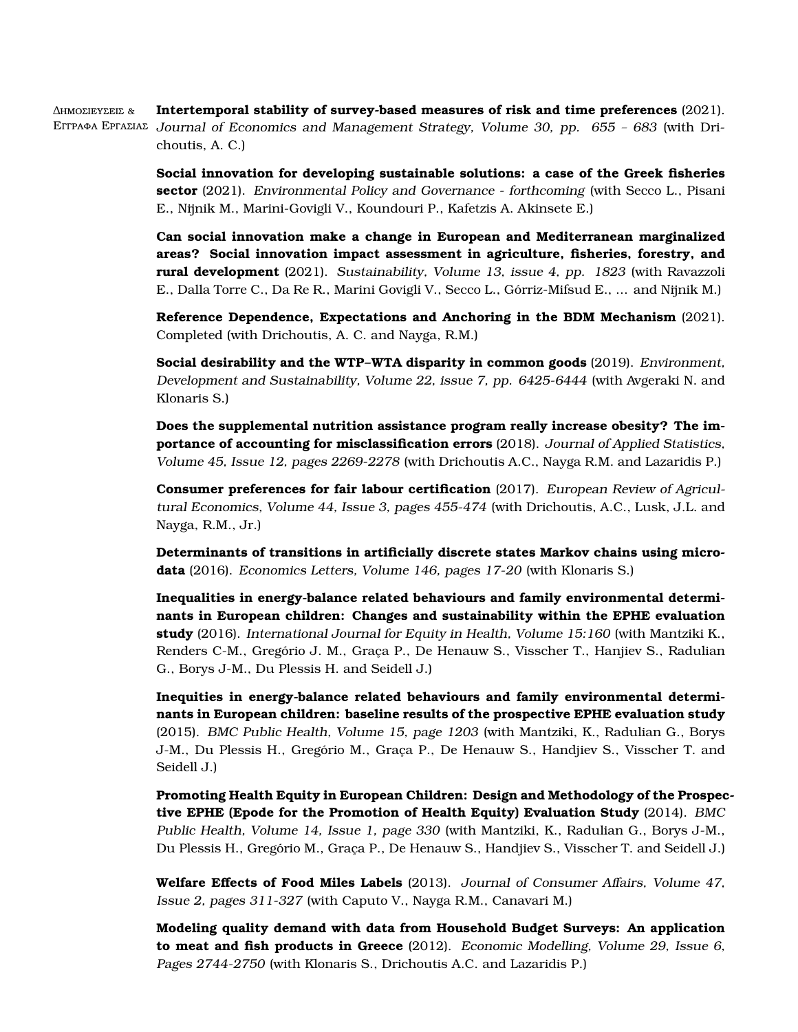**Δημοσιεύσεις & Έγγραφα Εργασίας**

**Intertemporal stability of survey-based measures of risk and time preferences** (2021). *Journal of Economics and Management Strategy, Volume 30, pp. 655 – 683* (with Drichoutis, A. C.)

**Social innovation for developing sustainable solutions: a case of the Greek fisheries sector** (2021). *Environmental Policy and Governance - forthcoming* (with Secco L., Pisani E., Nijnik M., Marini-Govigli V., Koundouri P., Kafetzis A. Akinsete E.)

**Can social innovation make a change in European and Mediterranean marginalized areas? Social innovation impact assessment in agriculture, fisheries, forestry, and rural development** (2021). *Sustainability, Volume 13, issue 4, pp. 1823* (with Ravazzoli E., Dalla Torre C., Da Re R., Marini Govigli V., Secco L., Górriz-Mifsud E., ... and Nijnik M.)

**Reference Dependence, Expectations and Anchoring in the BDM Mechanism** (2021). Completed (with Drichoutis, A. C. and Nayga, R.M.)

**Social desirability and the WTP–WTA disparity in common goods** (2019). *Environment, Development and Sustainability, Volume 22, issue 7, pp. 6425-6444* (with Avgeraki N. and Klonaris S.)

**Does the supplemental nutrition assistance program really increase obesity? The importance of accounting for misclassification errors** (2018). *Journal of Applied Statistics, Volume 45, Issue 12, pages 2269-2278* (with Drichoutis A.C., Nayga R.M. and Lazaridis P.)

**Consumer preferences for fair labour certification** (2017). *European Review of Agricultural Economics, Volume 44, Issue 3, pages 455-474* (with Drichoutis, A.C., Lusk, J.L. and Nayga, R.M., Jr.)

**Determinants of transitions in artificially discrete states Markov chains using microdata** (2016). *Economics Letters, Volume 146, pages 17-20* (with Klonaris S.)

**Inequalities in energy-balance related behaviours and family environmental determinants in European children: Changes and sustainability within the EPHE evaluation study** (2016). *International Journal for Equity in Health, Volume 15:160* (with Mantziki K., Renders C-M., Gregório J. M., Graça P., De Henauw S., Visscher T., Hanjiev S., Radulian G., Borys J-M., Du Plessis H. and Seidell J.)

**Inequities in energy-balance related behaviours and family environmental determinants in European children: baseline results of the prospective EPHE evaluation study** (2015). *BMC Public Health, Volume 15, page 1203* (with Mantziki, K., Radulian G., Borys J-M., Du Plessis H., Gregório M., Graça P., De Henauw S., Handjiev S., Visscher T. and Seidell J.)

**Promoting Health Equity in European Children: Design and Methodology of the Prospective EPHE (Epode for the Promotion of Health Equity) Evaluation Study** (2014). *BMC Public Health, Volume 14, Issue 1, page 330* (with Mantziki, K., Radulian G., Borys J-M., Du Plessis H., Gregório M., Graça P., De Henauw S., Handjiev S., Visscher T. and Seidell J.)

**Welfare Effects of Food Miles Labels** (2013). *Journal of Consumer Affairs, Volume 47, Issue 2, pages 311-327* (with Caputo V., Nayga R.M., Canavari M.)

**Modeling quality demand with data from Household Budget Surveys: An application to meat and fish products in Greece** (2012). *Economic Modelling, Volume 29, Issue 6, Pages 2744-2750* (with Klonaris S., Drichoutis A.C. and Lazaridis P.)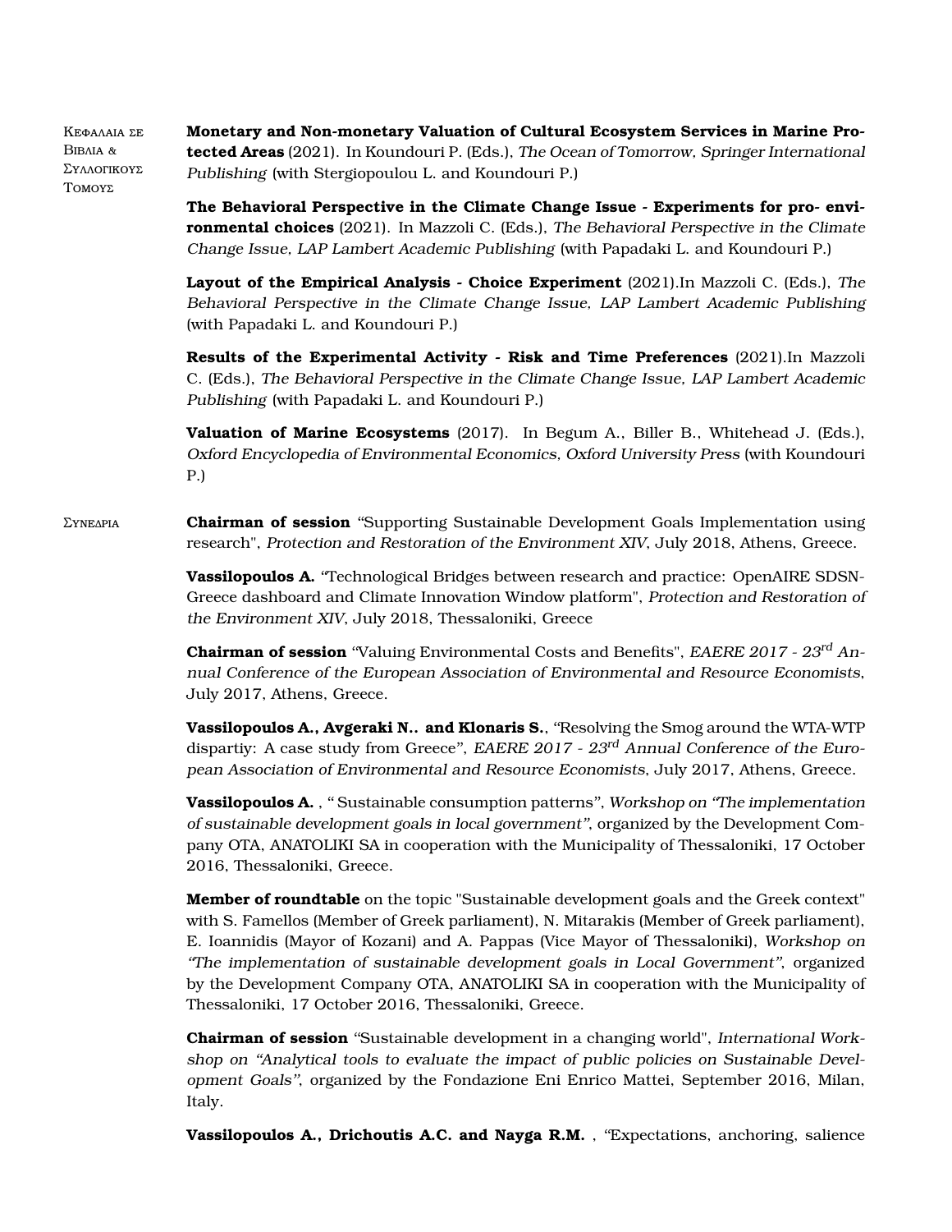## Κεφαλαια σε Βιβλια & Συλλογικους Τομους

**Monetary and Non-monetary Valuation of Cultural Ecosystem Services in Marine Protected Areas** (2021). In Koundouri P. (Eds.), *The Ocean of Tomorrow, Springer International Publishing* (with Stergiopoulou L. and Koundouri P.)

**The Behavioral Perspective in the Climate Change Issue - Experiments for pro- environmental choices** (2021). In Mazzoli C. (Eds.), *The Behavioral Perspective in the Climate Change Issue, LAP Lambert Academic Publishing* (with Papadaki L. and Koundouri P.)

**Layout of the Empirical Analysis - Choice Experiment** (2021).In Mazzoli C. (Eds.), *The Behavioral Perspective in the Climate Change Issue, LAP Lambert Academic Publishing* (with Papadaki L. and Koundouri P.)

**Results of the Experimental Activity - Risk and Time Preferences** (2021).In Mazzoli C. (Eds.), *The Behavioral Perspective in the Climate Change Issue, LAP Lambert Academic Publishing* (with Papadaki L. and Koundouri P.)

**Valuation of Marine Ecosystems** (2017). In Begum A., Biller B., Whitehead J. (Eds.), *Oxford Encyclopedia of Environmental Economics, Oxford University Press* (with Koundouri P.)

## Συνεδρια

**Chairman of session** "Supporting Sustainable Development Goals Implementation using research", *Protection and Restoration of the Environment XIV*, July 2018, Athens, Greece.

**Vassilopoulos A.** "Technological Bridges between research and practice: OpenAIRE SDSN-Greece dashboard and Climate Innovation Window platform", *Protection and Restoration of the Environment XIV*, July 2018, Thessaloniki, Greece

**Chairman of session** "Valuing Environmental Costs and Benefits", *EAERE 2017 - 23rd Annual Conference of the European Association of Environmental and Resource Economists*, July 2017, Athens, Greece.

**Vassilopoulos A., Avgeraki N.. and Klonaris S.**, "Resolving the Smog around the WTA-WTP dispartiy: A case study from Greece", *EAERE 2017 - 23rd Annual Conference of the European Association of Environmental and Resource Economists*, July 2017, Athens, Greece.

**Vassilopoulos A.** , " Sustainable consumption patterns", *Workshop on "The implementation of sustainable development goals in local government"*, organized by the Development Company OTA, ANATOLIKI SA in cooperation with the Municipality of Thessaloniki, 17 October 2016, Thessaloniki, Greece.

**Member of roundtable** on the topic "Sustainable development goals and the Greek context" with S. Famellos (Member of Greek parliament), N. Mitarakis (Member of Greek parliament), E. Ioannidis (Mayor of Kozani) and A. Pappas (Vice Mayor of Thessaloniki), *Workshop on "The implementation of sustainable development goals in Local Government"*, organized by the Development Company OTA, ANATOLIKI SA in cooperation with the Municipality of Thessaloniki, 17 October 2016, Thessaloniki, Greece.

**Chairman of session** "Sustainable development in a changing world", *International Workshop on "Analytical tools to evaluate the impact of public policies on Sustainable Development Goals"*, organized by the Fondazione Eni Enrico Mattei, September 2016, Milan, Italy.

**Vassilopoulos A., Drichoutis A.C. and Nayga R.M.** , "Expectations, anchoring, salience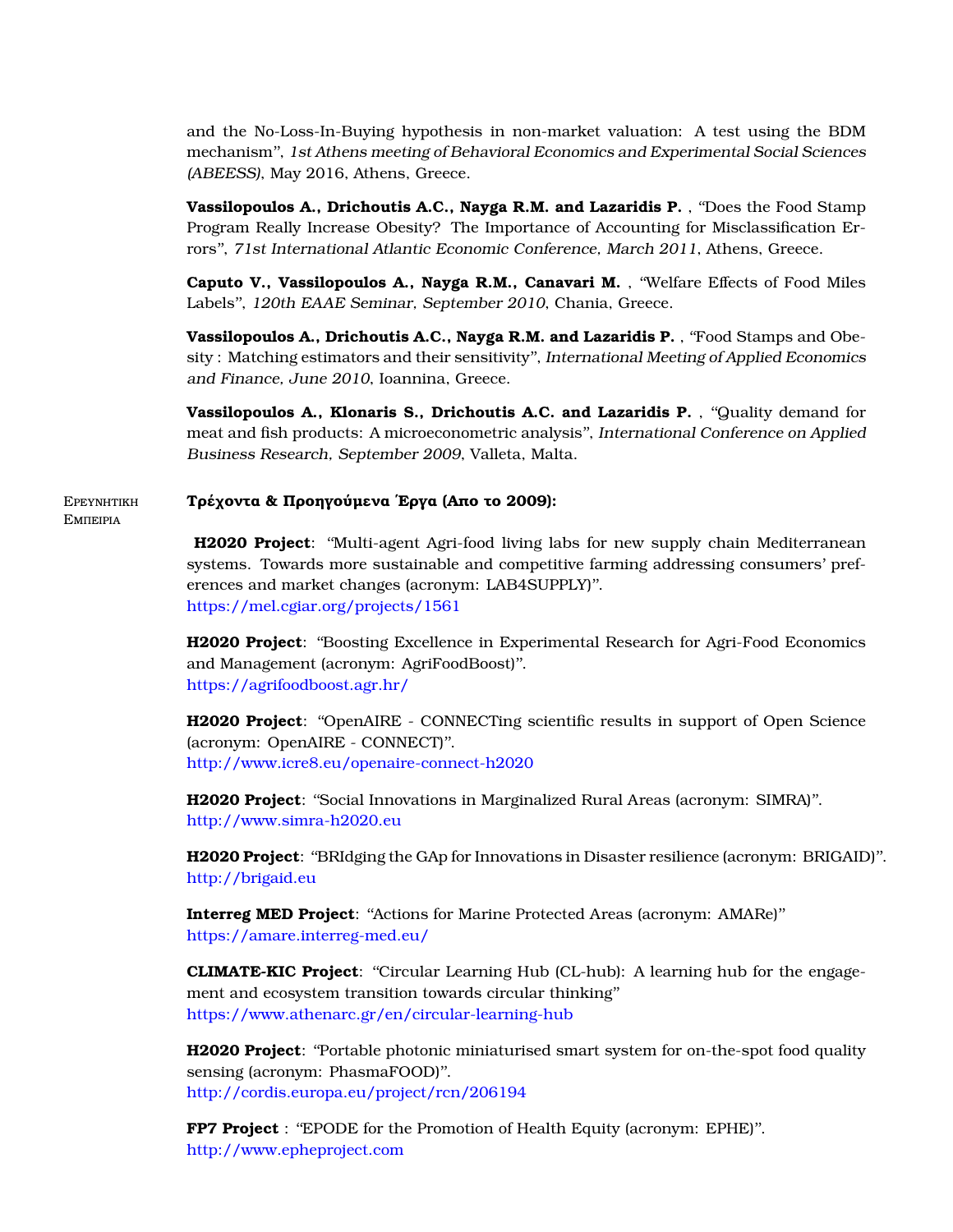and the No-Loss-In-Buying hypothesis in non-market valuation: A test using the BDM mechanism", *1st Athens meeting of Behavioral Economics and Experimental Social Sciences (ABEESS)*, May 2016, Athens, Greece.

**Vassilopoulos A., Drichoutis A.C., Nayga R.M. and Lazaridis P.** , "Does the Food Stamp Program Really Increase Obesity? The Importance of Accounting for Misclassification Errors", *71st International Atlantic Economic Conference, March 2011*, Athens, Greece.

**Caputo V., Vassilopoulos A., Nayga R.M., Canavari M.** , "Welfare Effects of Food Miles Labels", *120th EAAE Seminar, September 2010*, Chania, Greece.

**Vassilopoulos A., Drichoutis A.C., Nayga R.M. and Lazaridis P.** , "Food Stamps and Obesity : Matching estimators and their sensitivity", *International Meeting of Applied Economics and Finance, June 2010*, Ioannina, Greece.

**Vassilopoulos A., Klonaris S., Drichoutis A.C. and Lazaridis P.** , "Quality demand for meat and fish products: A microeconometric analysis", *International Conference on Applied Business Research, September 2009*, Valleta, Malta.

## Ερευνητική Εμπειρία

**Τρέχοντα & Προηγούμενα Έργα (Απο το 2009):**

**H2020 Project**: "Multi-agent Agri-food living labs for new supply chain Mediterranean systems. Towards more sustainable and competitive farming addressing consumers' preferences and market changes (acronym: LAB4SUPPLY)".
https://mel.cgiar.org/projects/1561

**H2020 Project**: "Boosting Excellence in Experimental Research for Agri-Food Economics and Management (acronym: AgriFoodBoost)".
https://agrifoodboost.agr.hr/

**H2020 Project**: "OpenAIRE - CONNECTing scientific results in support of Open Science (acronym: OpenAIRE - CONNECT)".
http://www.icre8.eu/openaire-connect-h2020

**H2020 Project**: "Social Innovations in Marginalized Rural Areas (acronym: SIMRA)".
http://www.simra-h2020.eu

**H2020 Project**: "BRIdging the GAp for Innovations in Disaster resilience (acronym: BRIGAID)".
http://brigaid.eu

**Interreg MED Project**: "Actions for Marine Protected Areas (acronym: AMARe)"
https://amare.interreg-med.eu/

**CLIMATE-KIC Project**: "Circular Learning Hub (CL-hub): A learning hub for the engagement and ecosystem transition towards circular thinking"
https://www.athenarc.gr/en/circular-learning-hub

**H2020 Project**: "Portable photonic miniaturised smart system for on-the-spot food quality sensing (acronym: PhasmaFOOD)".
http://cordis.europa.eu/project/rcn/206194

**FP7 Project** : "EPODE for the Promotion of Health Equity (acronym: EPHE)".
http://www.epheproject.com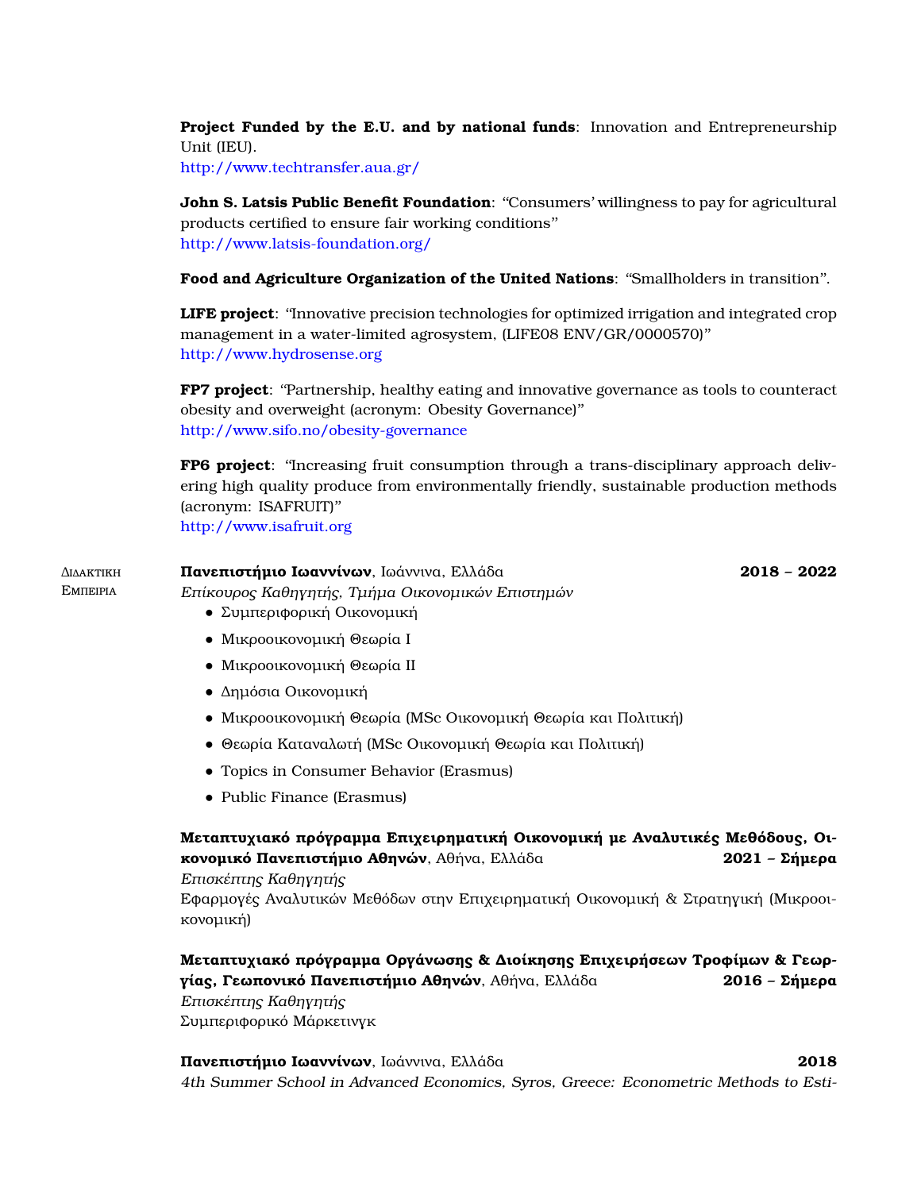**Project Funded by the E.U. and by national funds**: Innovation and Entrepreneurship Unit (IEU).
http://www.techtransfer.aua.gr/

**John S. Latsis Public Benefit Foundation**: "Consumers' willingness to pay for agricultural products certified to ensure fair working conditions"
http://www.latsis-foundation.org/

**Food and Agriculture Organization of the United Nations**: "Smallholders in transition".

**LIFE project**: "Innovative precision technologies for optimized irrigation and integrated crop management in a water-limited agrosystem, (LIFE08 ENV/GR/0000570)"
http://www.hydrosense.org

**FP7 project**: "Partnership, healthy eating and innovative governance as tools to counteract obesity and overweight (acronym: Obesity Governance)"
http://www.sifo.no/obesity-governance

**FP6 project**: "Increasing fruit consumption through a trans-disciplinary approach delivering high quality produce from environmentally friendly, sustainable production methods (acronym: ISAFRUIT)"
http://www.isafruit.org

## Διδακτική Εμπειρία

**Πανεπιστήμιο Ιωαννίνων**, Ιωάννινα, Ελλάδα **2018 – 2022**
*Επίκουρος Καθηγητής, Τμήμα Οικονομικών Επιστημών*

- Συμπεριφορική Οικονομική
- Μικροοικονομική Θεωρία I
- Μικροοικονομική Θεωρία II
- Δημόσια Οικονομική
- Μικροοικονομική Θεωρία (MSc Οικονομική Θεωρία και Πολιτική)
- Θεωρία Καταναλωτή (MSc Οικονομική Θεωρία και Πολιτική)
- Topics in Consumer Behavior (Erasmus)
- Public Finance (Erasmus)

**Μεταπτυχιακό πρόγραμμα Επιχειρηματική Οικονομική με Αναλυτικές Μεθόδους, Οικονομικό Πανεπιστήμιο Αθηνών**, Αθήνα, Ελλάδα **2021 – Σήμερα**
*Επισκέπτης Καθηγητής*
Εφαρμογές Αναλυτικών Μεθόδων στην Επιχειρηματική Οικονομική & Στρατηγική (Μικροοικονομική)

**Μεταπτυχιακό πρόγραμμα Οργάνωσης & Διοίκησης Επιχειρήσεων Τροφίμων & Γεωργίας, Γεωπονικό Πανεπιστήμιο Αθηνών**, Αθήνα, Ελλάδα **2016 – Σήμερα**
*Επισκέπτης Καθηγητής*
Συμπεριφορικό Μάρκετινγκ

**Πανεπιστήμιο Ιωαννίνων**, Ιωάννινα, Ελλάδα **2018**
*4th Summer School in Advanced Economics, Syros, Greece: Econometric Methods to Esti-*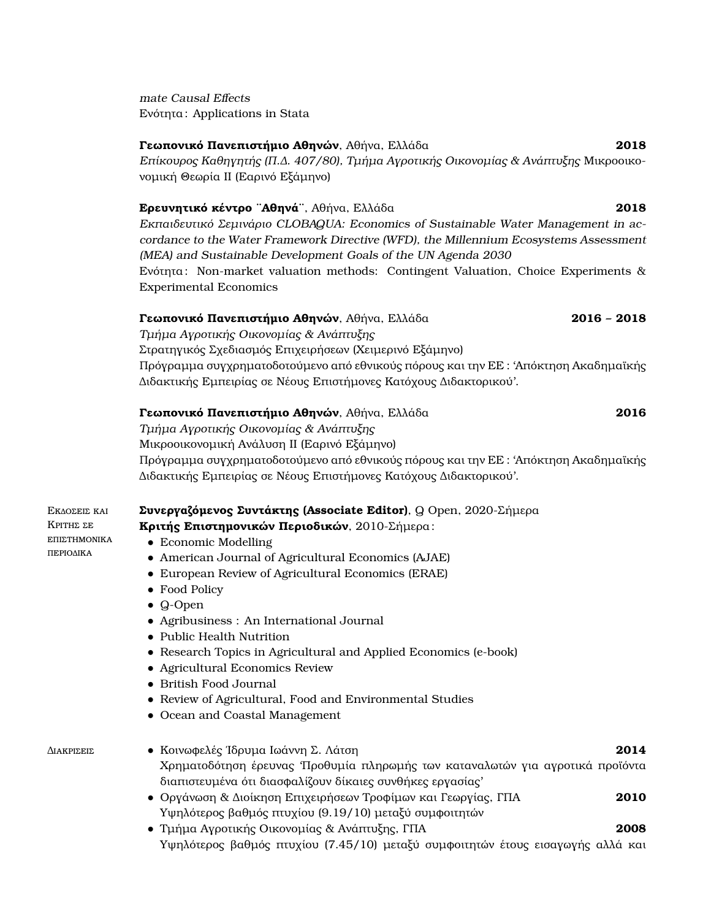*mate Causal Effects*
Ενότητα: Applications in Stata

**Γεωπονικό Πανεπιστήμιο Αθηνών**, Αθήνα, Ελλάδα **2018**
*Επίκουρος Καθηγητής (Π.Δ. 407/80), Τμήμα Αγροτικής Οικονομίας & Ανάπτυξης* Μικροοικονομική Θεωρία ΙΙ (Εαρινό Εξάμηνο)

**Ερευνητικό κέντρο ¨Αθηνά¨**, Αθήνα, Ελλάδα **2018**
*Εκπαιδευτικό Σεμινάριο CLOBAQUA: Economics of Sustainable Water Management in accordance to the Water Framework Directive (WFD), the Millennium Ecosystems Assessment (MEA) and Sustainable Development Goals of the UN Agenda 2030*
Ενότητα: Non-market valuation methods: Contingent Valuation, Choice Experiments & Experimental Economics

**Γεωπονικό Πανεπιστήμιο Αθηνών**, Αθήνα, Ελλάδα **2016 – 2018**
*Τμήμα Αγροτικής Οικονομίας & Ανάπτυξης*
Στρατηγικός Σχεδιασμός Επιχειρήσεων (Χειμερινό Εξάμηνο)
Πρόγραμμα συγχρηματοδοτούμενο από εθνικούς πόρους και την ΕΕ: 'Απόκτηση Ακαδημαϊκής Διδακτικής Εμπειρίας σε Νέους Επιστήμονες Κατόχους Διδακτορικού'.

**Γεωπονικό Πανεπιστήμιο Αθηνών**, Αθήνα, Ελλάδα **2016**
*Τμήμα Αγροτικής Οικονομίας & Ανάπτυξης*
Μικροοικονομική Ανάλυση ΙΙ (Εαρινό Εξάμηνο)
Πρόγραμμα συγχρηματοδοτούμενο από εθνικούς πόρους και την ΕΕ: 'Απόκτηση Ακαδημαϊκής Διδακτικής Εμπειρίας σε Νέους Επιστήμονες Κατόχους Διδακτορικού'.

## Εκδοσεις και Κριτης σε επιστημονικα περιοδικα

**Συνεργαζόμενος Συντάκτης (Associate Editor)**, Q Open, 2020-Σήμερα
**Κριτής Επιστημονικών Περιοδικών**, 2010-Σήμερα:

- Economic Modelling
- American Journal of Agricultural Economics (AJAE)
- European Review of Agricultural Economics (ERAE)
- Food Policy
- Q-Open
- Agribusiness : An International Journal
- Public Health Nutrition
- Research Topics in Agricultural and Applied Economics (e-book)
- Agricultural Economics Review
- British Food Journal
- Review of Agricultural, Food and Environmental Studies
- Ocean and Coastal Management

## Διακρισεις

- Κοινωφελές Ίδρυμα Ιωάννη Σ. Λάτση **2014**
  Χρηματοδότηση έρευνας 'Προθυμία πληρωμής των καταναλωτών για αγροτικά προϊόντα διαπιστευμένα ότι διασφαλίζουν δίκαιες συνθήκες εργασίας'
- Οργάνωση & Διοίκηση Επιχειρήσεων Τροφίμων και Γεωργίας, ΓΠΑ **2010**
  Υψηλότερος βαθμός πτυχίου (9.19/10) μεταξύ συμφοιτητών
- Τμήμα Αγροτικής Οικονομίας & Ανάπτυξης, ΓΠΑ **2008**
  Υψηλότερος βαθμός πτυχίου (7.45/10) μεταξύ συμφοιτητών έτους εισαγωγής αλλά και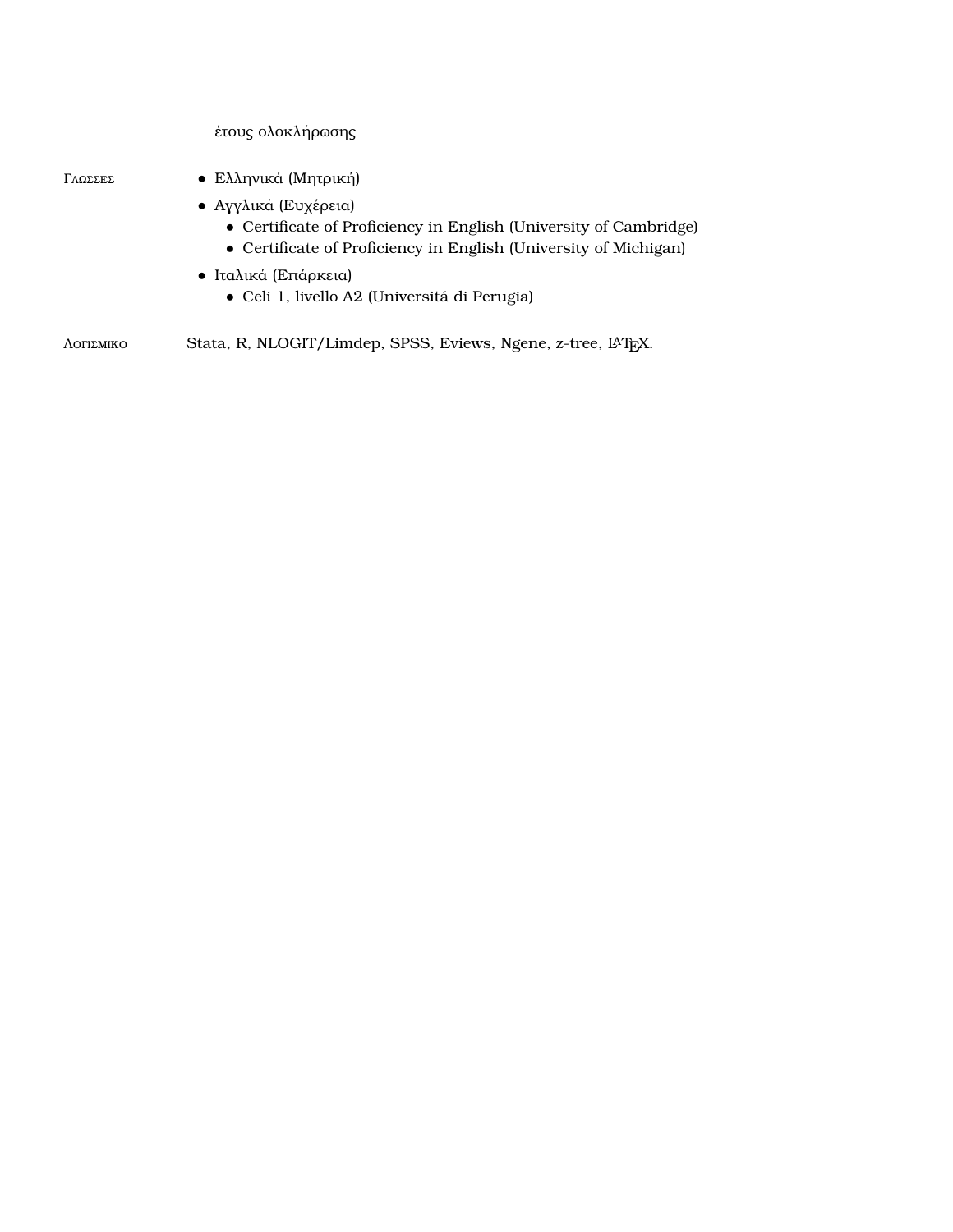έτους ολοκλήρωσης

**Γλωσσες**

- Ελληνικά (Μητρική)
- Αγγλικά (Ευχέρεια)
  - Certificate of Proficiency in English (University of Cambridge)
  - Certificate of Proficiency in English (University of Michigan)
- Ιταλικά (Επάρκεια)
  - Celi 1, livello A2 (Universitá di Perugia)

**Λογισμικο**

Stata, R, NLOGIT/Limdep, SPSS, Eviews, Ngene, z-tree, LaTeX.